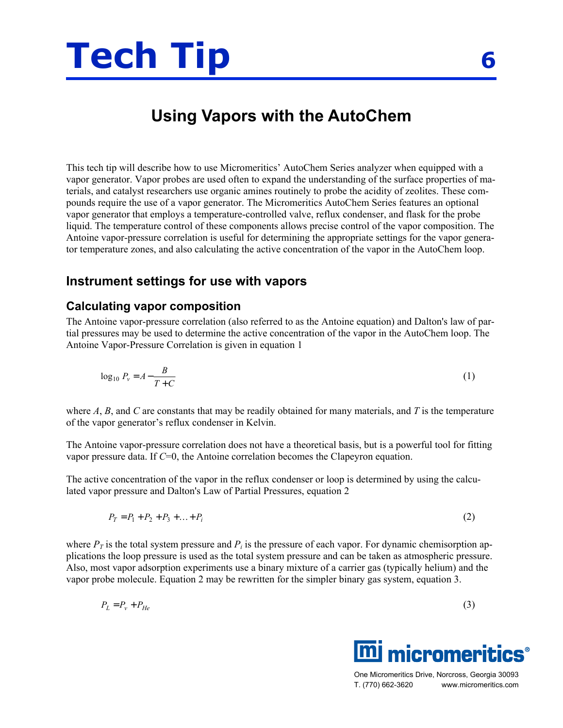# Tech Tip 6

## Using Vapors with the AutoChem

This tech tip will describe how to use Micromeritics' AutoChem Series analyzer when equipped with a vapor generator. Vapor probes are used often to expand the understanding of the surface properties of materials, and catalyst researchers use organic amines routinely to probe the acidity of zeolites. These compounds require the use of a vapor generator. The Micromeritics AutoChem Series features an optional vapor generator that employs a temperature-controlled valve, reflux condenser, and flask for the probe liquid. The temperature control of these components allows precise control of the vapor composition. The Antoine vapor-pressure correlation is useful for determining the appropriate settings for the vapor generator temperature zones, and also calculating the active concentration of the vapor in the AutoChem loop.

## Instrument settings for use with vapors

### Calculating vapor composition

The Antoine vapor-pressure correlation (also referred to as the Antoine equation) and Dalton's law of partial pressures may be used to determine the active concentration of the vapor in the AutoChem loop. The Antoine Vapor-Pressure Correlation is given in equation 1

$$\log_{10} P_v = A - \frac{B}{T + C} \tag{1}$$

where $A$, $B$, and $C$ are constants that may be readily obtained for many materials, and $T$ is the temperature of the vapor generator's reflux condenser in Kelvin.

The Antoine vapor-pressure correlation does not have a theoretical basis, but is a powerful tool for fitting vapor pressure data. If $C$=0, the Antoine correlation becomes the Clapeyron equation.

The active concentration of the vapor in the reflux condenser or loop is determined by using the calculated vapor pressure and Dalton's Law of Partial Pressures, equation 2

$$P_T = P_1 + P_2 + P_3 + \ldots + P_i \tag{2}$$

where $P_T$ is the total system pressure and $P_i$ is the pressure of each vapor. For dynamic chemisorption applications the loop pressure is used as the total system pressure and can be taken as atmospheric pressure. Also, most vapor adsorption experiments use a binary mixture of a carrier gas (typically helium) and the vapor probe molecule. Equation 2 may be rewritten for the simpler binary gas system, equation 3.

$$P_L = P_v + P_{He} \tag{3}$$

micromeritics®

One Micromeritics Drive, Norcross, Georgia 30093
T. (770) 662-3620 www.micromeritics.com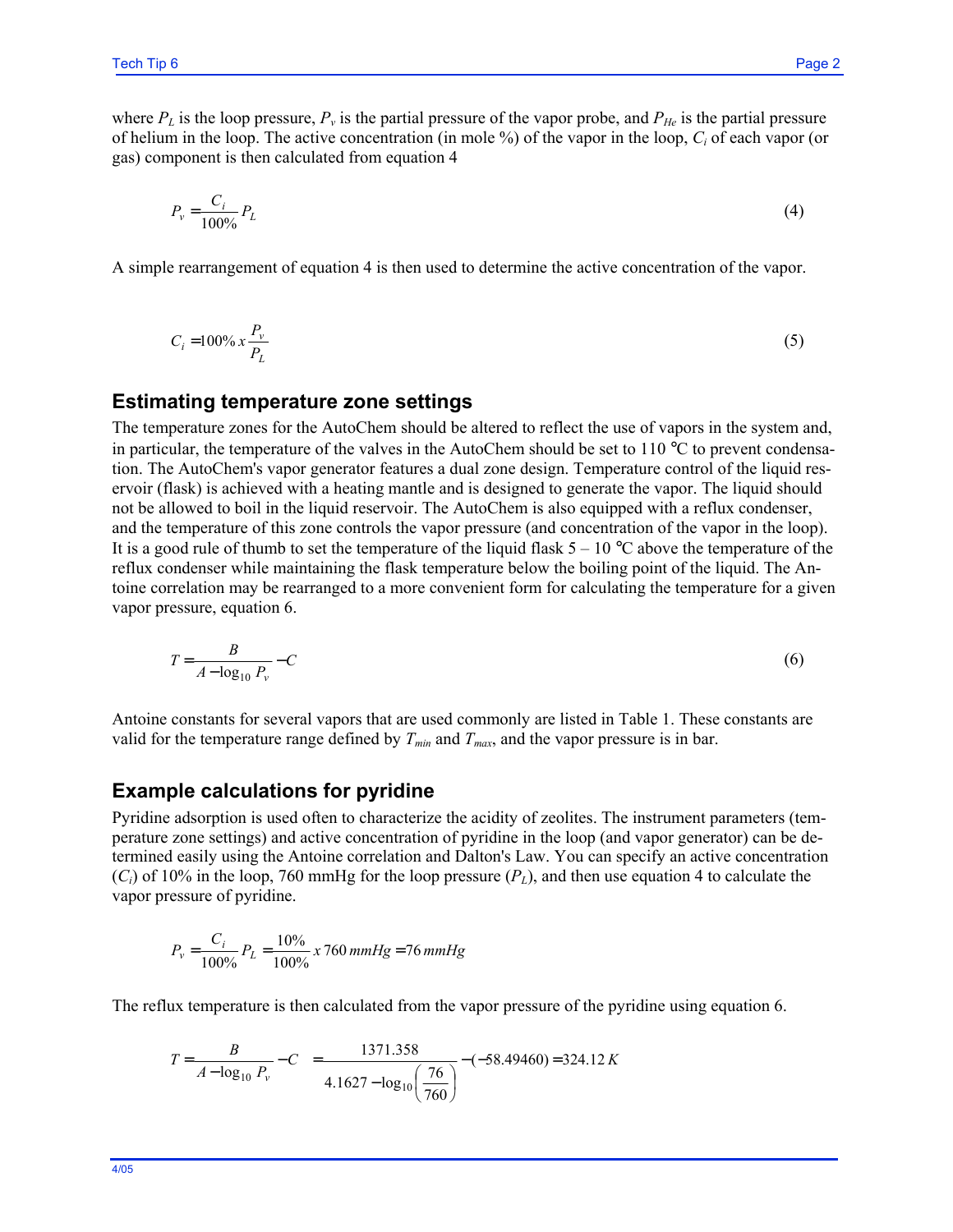where $P_L$ is the loop pressure, $P_v$ is the partial pressure of the vapor probe, and $P_{He}$ is the partial pressure of helium in the loop. The active concentration (in mole %) of the vapor in the loop, $C_i$ of each vapor (or gas) component is then calculated from equation 4

$$P_v = \frac{C_i}{100\%} P_L \tag{4}$$

A simple rearrangement of equation 4 is then used to determine the active concentration of the vapor.

$$C_i = 100\% \, x \, \frac{P_v}{P_L} \tag{5}$$

## Estimating temperature zone settings

The temperature zones for the AutoChem should be altered to reflect the use of vapors in the system and, in particular, the temperature of the valves in the AutoChem should be set to 110 °C to prevent condensation. The AutoChem's vapor generator features a dual zone design. Temperature control of the liquid reservoir (flask) is achieved with a heating mantle and is designed to generate the vapor. The liquid should not be allowed to boil in the liquid reservoir. The AutoChem is also equipped with a reflux condenser, and the temperature of this zone controls the vapor pressure (and concentration of the vapor in the loop). It is a good rule of thumb to set the temperature of the liquid flask 5 – 10 °C above the temperature of the reflux condenser while maintaining the flask temperature below the boiling point of the liquid. The Antoine correlation may be rearranged to a more convenient form for calculating the temperature for a given vapor pressure, equation 6.

$$T = \frac{B}{A - \log_{10} P_v} - C \tag{6}$$

Antoine constants for several vapors that are used commonly are listed in Table 1. These constants are valid for the temperature range defined by $T_{min}$ and $T_{max}$, and the vapor pressure is in bar.

## Example calculations for pyridine

Pyridine adsorption is used often to characterize the acidity of zeolites. The instrument parameters (temperature zone settings) and active concentration of pyridine in the loop (and vapor generator) can be determined easily using the Antoine correlation and Dalton's Law. You can specify an active concentration ($C_i$) of 10% in the loop, 760 mmHg for the loop pressure ($P_L$), and then use equation 4 to calculate the vapor pressure of pyridine.

$$P_v = \frac{C_i}{100\%} P_L = \frac{10\%}{100\%} \, x \, 760 \, mmHg = 76 \, mmHg$$

The reflux temperature is then calculated from the vapor pressure of the pyridine using equation 6.

$$T = \frac{B}{A - \log_{10} P_v} - C \quad = \frac{1371.358}{4.1627 - \log_{10}\left(\frac{76}{760}\right)} - (-58.49460) = 324.12 \, K$$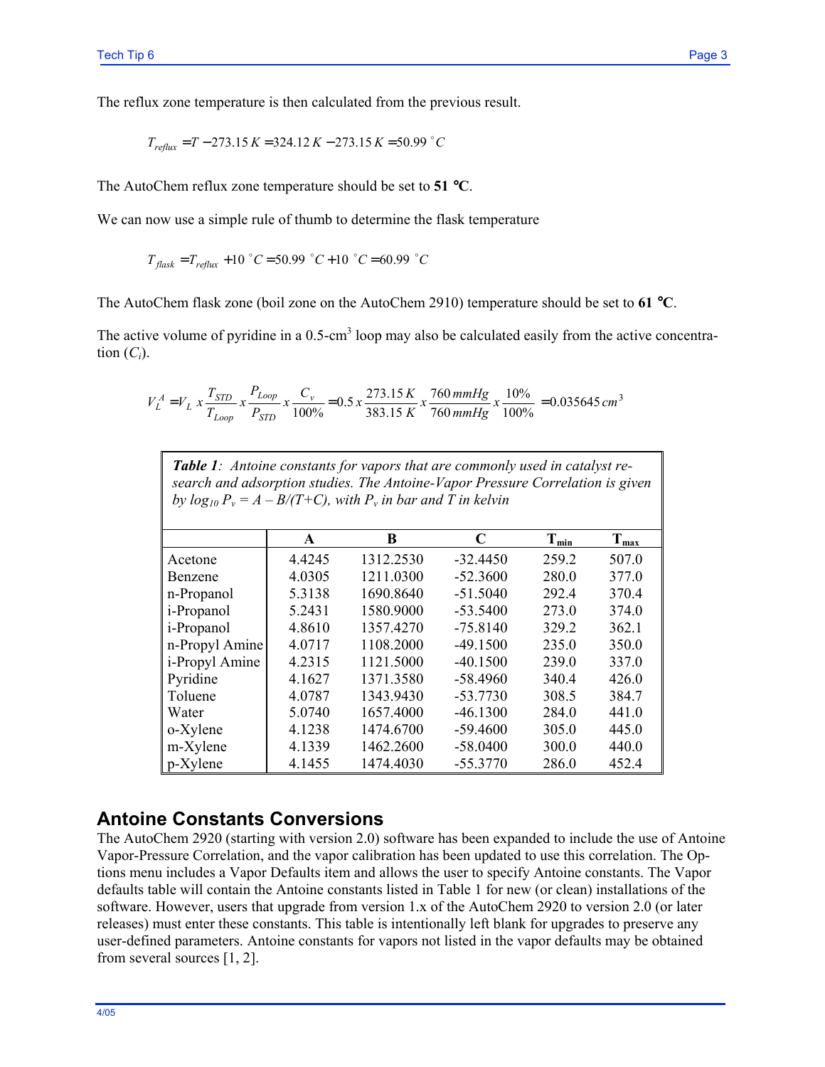The reflux zone temperature is then calculated from the previous result.

$$T_{reflux} = T - 273.15\,K = 324.12\,K - 273.15\,K = 50.99\,^{\circ}C$$

The AutoChem reflux zone temperature should be set to **51 °C**.

We can now use a simple rule of thumb to determine the flask temperature

$$T_{flask} = T_{reflux} + 10\,^{\circ}C = 50.99\,^{\circ}C + 10\,^{\circ}C = 60.99\,^{\circ}C$$

The AutoChem flask zone (boil zone on the AutoChem 2910) temperature should be set to **61 °C**.

The active volume of pyridine in a 0.5-$cm^3$ loop may also be calculated easily from the active concentration ($C_i$).

$$V_L^A = V_L \; x \; \frac{T_{STD}}{T_{Loop}} \; x \; \frac{P_{Loop}}{P_{STD}} \; x \; \frac{C_v}{100\%} = 0.5 \; x \; \frac{273.15\,K}{383.15\,K} \; x \; \frac{760\,mmHg}{760\,mmHg} \; x \; \frac{10\%}{100\%} = 0.035645\,cm^3$$

***Table 1**: Antoine constants for vapors that are commonly used in catalyst research and adsorption studies. The Antoine-Vapor Pressure Correlation is given by $\log_{10} P_v = A - B/(T+C)$, with $P_v$ in bar and T in kelvin*

| | A | B | C | $T_{min}$ | $T_{max}$ |
|---|---|---|---|---|---|
| Acetone | 4.4245 | 1312.2530 | -32.4450 | 259.2 | 507.0 |
| Benzene | 4.0305 | 1211.0300 | -52.3600 | 280.0 | 377.0 |
| n-Propanol | 5.3138 | 1690.8640 | -51.5040 | 292.4 | 370.4 |
| i-Propanol | 5.2431 | 1580.9000 | -53.5400 | 273.0 | 374.0 |
| i-Propanol | 4.8610 | 1357.4270 | -75.8140 | 329.2 | 362.1 |
| n-Propyl Amine | 4.0717 | 1108.2000 | -49.1500 | 235.0 | 350.0 |
| i-Propyl Amine | 4.2315 | 1121.5000 | -40.1500 | 239.0 | 337.0 |
| Pyridine | 4.1627 | 1371.3580 | -58.4960 | 340.4 | 426.0 |
| Toluene | 4.0787 | 1343.9430 | -53.7730 | 308.5 | 384.7 |
| Water | 5.0740 | 1657.4000 | -46.1300 | 284.0 | 441.0 |
| o-Xylene | 4.1238 | 1474.6700 | -59.4600 | 305.0 | 445.0 |
| m-Xylene | 4.1339 | 1462.2600 | -58.0400 | 300.0 | 440.0 |
| p-Xylene | 4.1455 | 1474.4030 | -55.3770 | 286.0 | 452.4 |

## Antoine Constants Conversions

The AutoChem 2920 (starting with version 2.0) software has been expanded to include the use of Antoine Vapor-Pressure Correlation, and the vapor calibration has been updated to use this correlation. The Options menu includes a Vapor Defaults item and allows the user to specify Antoine constants. The Vapor defaults table will contain the Antoine constants listed in Table 1 for new (or clean) installations of the software. However, users that upgrade from version 1.x of the AutoChem 2920 to version 2.0 (or later releases) must enter these constants. This table is intentionally left blank for upgrades to preserve any user-defined parameters. Antoine constants for vapors not listed in the vapor defaults may be obtained from several sources [1, 2].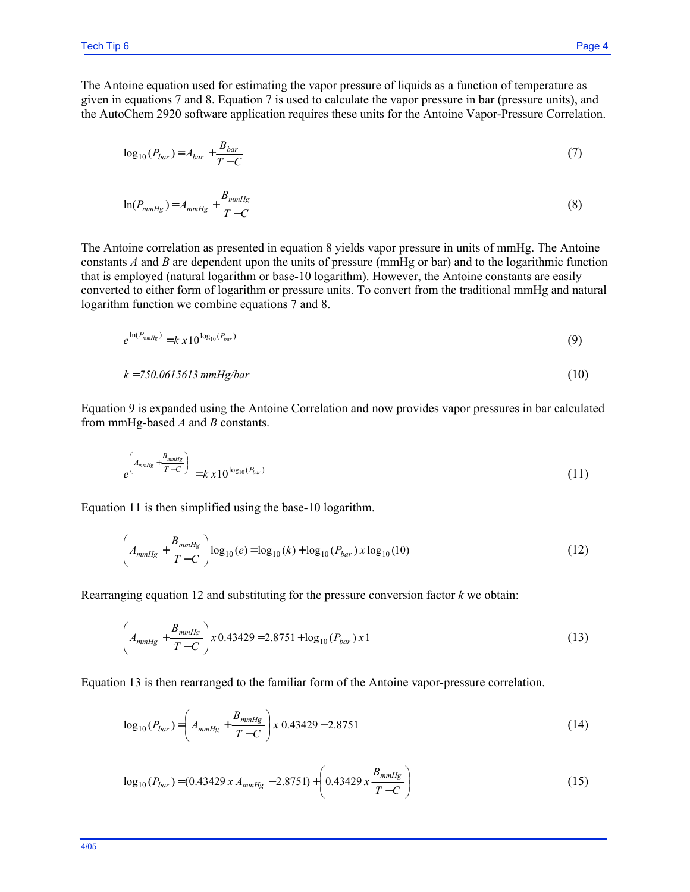The Antoine equation used for estimating the vapor pressure of liquids as a function of temperature as given in equations 7 and 8. Equation 7 is used to calculate the vapor pressure in bar (pressure units), and the AutoChem 2920 software application requires these units for the Antoine Vapor-Pressure Correlation.

$$\log_{10}(P_{bar}) = A_{bar} + \frac{B_{bar}}{T - C} \tag{7}$$

$$\ln(P_{mmHg}) = A_{mmHg} + \frac{B_{mmHg}}{T - C} \tag{8}$$

The Antoine correlation as presented in equation 8 yields vapor pressure in units of mmHg. The Antoine constants *A* and *B* are dependent upon the units of pressure (mmHg or bar) and to the logarithmic function that is employed (natural logarithm or base-10 logarithm). However, the Antoine constants are easily converted to either form of logarithm or pressure units. To convert from the traditional mmHg and natural logarithm function we combine equations 7 and 8.

$$e^{\ln(P_{mmHg})} = k \, x 10^{\log_{10}(P_{bar})} \tag{9}$$

$$k = 750.0615613 \; mmHg/bar \tag{10}$$

Equation 9 is expanded using the Antoine Correlation and now provides vapor pressures in bar calculated from mmHg-based *A* and *B* constants.

$$e^{\left(A_{mmHg} + \frac{B_{mmHg}}{T - C}\right)} = k \, x 10^{\log_{10}(P_{bar})} \tag{11}$$

Equation 11 is then simplified using the base-10 logarithm.

$$\left(A_{mmHg} + \frac{B_{mmHg}}{T - C}\right)\log_{10}(e) = \log_{10}(k) + \log_{10}(P_{bar}) \, x \log_{10}(10) \tag{12}$$

Rearranging equation 12 and substituting for the pressure conversion factor *k* we obtain:

$$\left(A_{mmHg} + \frac{B_{mmHg}}{T - C}\right) x \, 0.43429 = 2.8751 + \log_{10}(P_{bar}) \, x \, 1 \tag{13}$$

Equation 13 is then rearranged to the familiar form of the Antoine vapor-pressure correlation.

$$\log_{10}(P_{bar}) = \left(A_{mmHg} + \frac{B_{mmHg}}{T - C}\right) x \, 0.43429 - 2.8751 \tag{14}$$

$$\log_{10}(P_{bar}) = (0.43429 \, x \, A_{mmHg} - 2.8751) + \left(0.43429 \, x \frac{B_{mmHg}}{T - C}\right) \tag{15}$$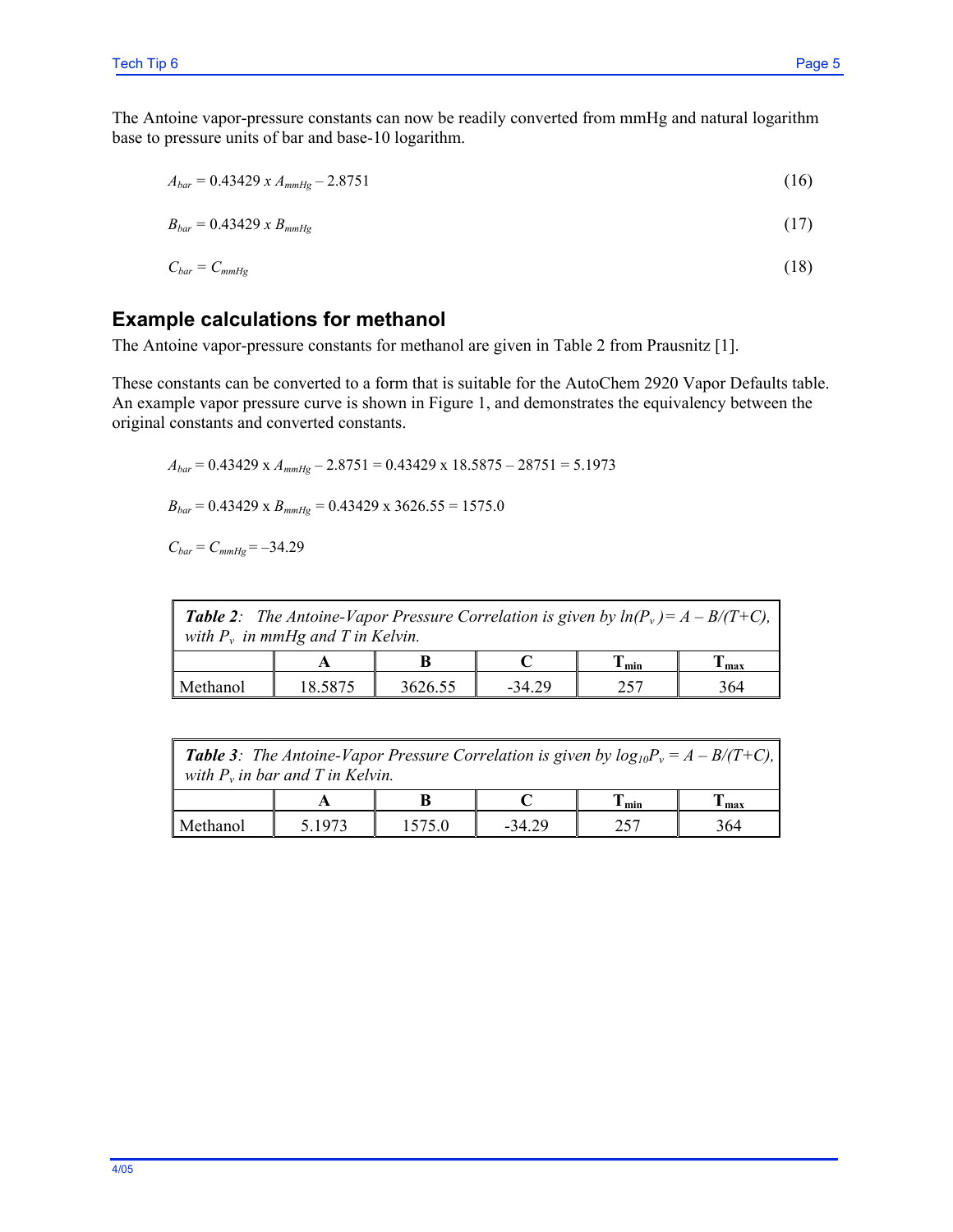The Antoine vapor-pressure constants can now be readily converted from mmHg and natural logarithm base to pressure units of bar and base-10 logarithm.

$$A_{bar} = 0.43429 \ x \ A_{mmHg} - 2.8751 \tag{16}$$

$$B_{bar} = 0.43429 \ x \ B_{mmHg} \tag{17}$$

$$C_{bar} = C_{mmHg} \tag{18}$$

## Example calculations for methanol

The Antoine vapor-pressure constants for methanol are given in Table 2 from Prausnitz [1].

These constants can be converted to a form that is suitable for the AutoChem 2920 Vapor Defaults table. An example vapor pressure curve is shown in Figure 1, and demonstrates the equivalency between the original constants and converted constants.

$$A_{bar} = 0.43429 \text{ x } A_{mmHg} - 2.8751 = 0.43429 \text{ x } 18.5875 - 28751 = 5.1973$$

$$B_{bar} = 0.43429 \text{ x } B_{mmHg} = 0.43429 \text{ x } 3626.55 = 1575.0$$

$$C_{bar} = C_{mmHg} = -34.29$$

***Table 2**: The Antoine-Vapor Pressure Correlation is given by $ln(P_v) = A - B/(T+C)$, with $P_v$ in mmHg and T in Kelvin.*

| | A | B | C | $T_{min}$ | $T_{max}$ |
|---|---|---|---|---|---|
| Methanol | 18.5875 | 3626.55 | -34.29 | 257 | 364 |

***Table 3**: The Antoine-Vapor Pressure Correlation is given by $log_{10}P_v = A - B/(T+C)$, with $P_v$ in bar and T in Kelvin.*

| | A | B | C | $T_{min}$ | $T_{max}$ |
|---|---|---|---|---|---|
| Methanol | 5.1973 | 1575.0 | -34.29 | 257 | 364 |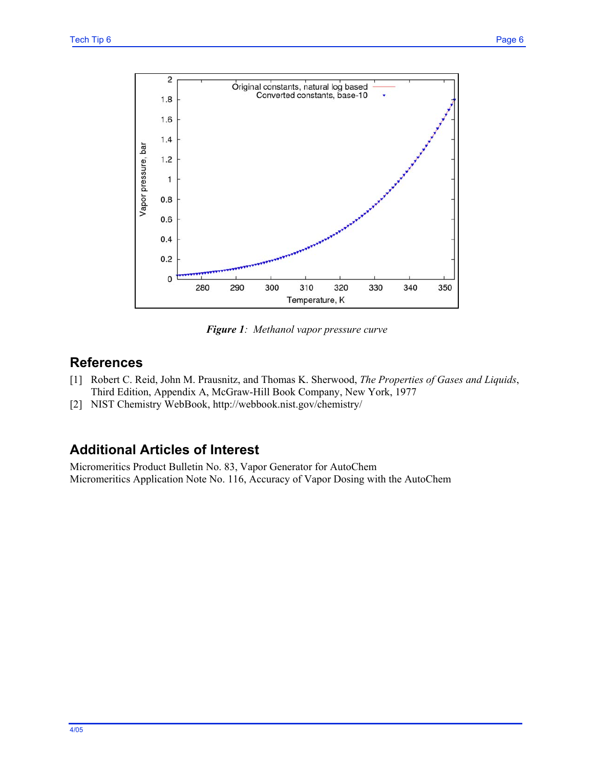Original constants, natural log based
Converted constants, base-10

Vapor pressure, bar

2
1.8
1.6
1.4
1.2
1
0.8
0.6
0.4
0.2
0

280 290 300 310 320 330 340 350

Temperature, K

***Figure 1****: Methanol vapor pressure curve*

## References

[1] Robert C. Reid, John M. Prausnitz, and Thomas K. Sherwood, *The Properties of Gases and Liquids*, Third Edition, Appendix A, McGraw-Hill Book Company, New York, 1977

[2] NIST Chemistry WebBook, http://webbook.nist.gov/chemistry/

## Additional Articles of Interest

Micromeritics Product Bulletin No. 83, Vapor Generator for AutoChem
Micromeritics Application Note No. 116, Accuracy of Vapor Dosing with the AutoChem